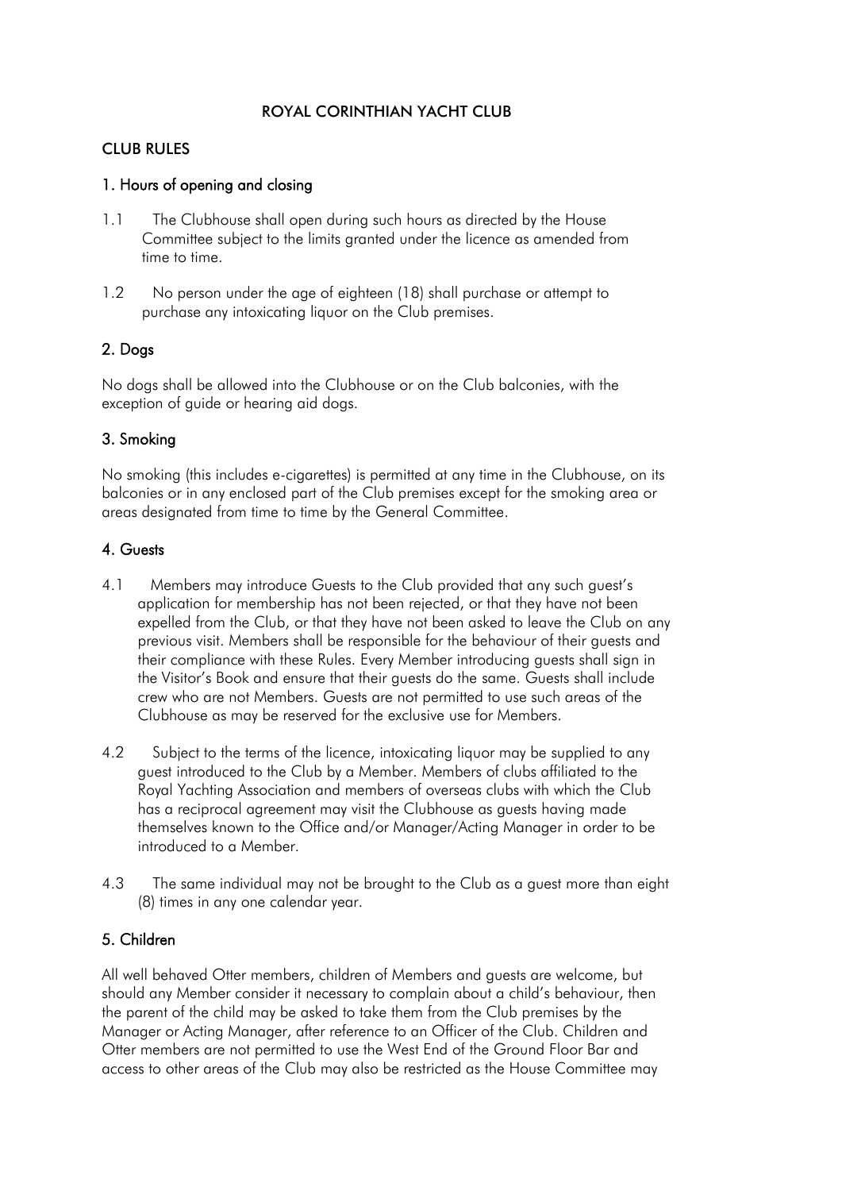# ROYAL CORINTHIAN YACHT CLUB

## CLUB RULES

### 1. Hours of opening and closing

1.1 The Clubhouse shall open during such hours as directed by the House Committee subject to the limits granted under the licence as amended from time to time.

1.2 No person under the age of eighteen (18) shall purchase or attempt to purchase any intoxicating liquor on the Club premises.

### 2. Dogs

No dogs shall be allowed into the Clubhouse or on the Club balconies, with the exception of guide or hearing aid dogs.

### 3. Smoking

No smoking (this includes e-cigarettes) is permitted at any time in the Clubhouse, on its balconies or in any enclosed part of the Club premises except for the smoking area or areas designated from time to time by the General Committee.

### 4. Guests

4.1 Members may introduce Guests to the Club provided that any such guest's application for membership has not been rejected, or that they have not been expelled from the Club, or that they have not been asked to leave the Club on any previous visit. Members shall be responsible for the behaviour of their guests and their compliance with these Rules. Every Member introducing guests shall sign in the Visitor's Book and ensure that their guests do the same. Guests shall include crew who are not Members. Guests are not permitted to use such areas of the Clubhouse as may be reserved for the exclusive use for Members.

4.2 Subject to the terms of the licence, intoxicating liquor may be supplied to any guest introduced to the Club by a Member. Members of clubs affiliated to the Royal Yachting Association and members of overseas clubs with which the Club has a reciprocal agreement may visit the Clubhouse as guests having made themselves known to the Office and/or Manager/Acting Manager in order to be introduced to a Member.

4.3 The same individual may not be brought to the Club as a guest more than eight (8) times in any one calendar year.

### 5. Children

All well behaved Otter members, children of Members and guests are welcome, but should any Member consider it necessary to complain about a child's behaviour, then the parent of the child may be asked to take them from the Club premises by the Manager or Acting Manager, after reference to an Officer of the Club. Children and Otter members are not permitted to use the West End of the Ground Floor Bar and access to other areas of the Club may also be restricted as the House Committee may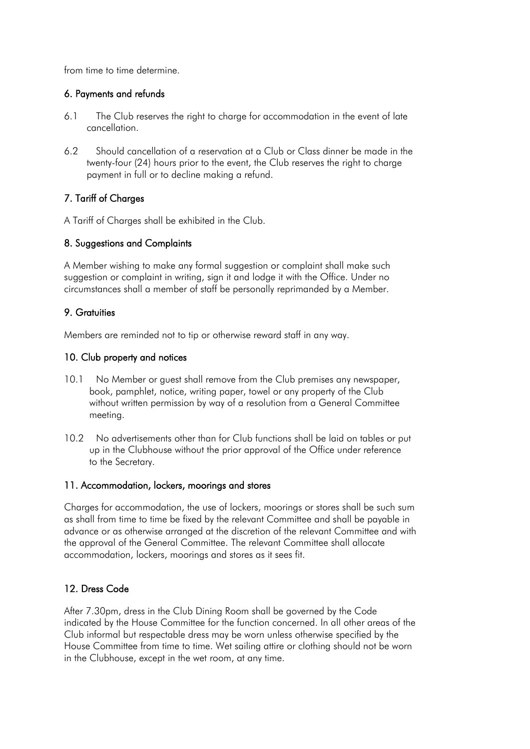from time to time determine.

### 6. Payments and refunds

6.1 The Club reserves the right to charge for accommodation in the event of late cancellation.

6.2 Should cancellation of a reservation at a Club or Class dinner be made in the twenty-four (24) hours prior to the event, the Club reserves the right to charge payment in full or to decline making a refund.

### 7. Tariff of Charges

A Tariff of Charges shall be exhibited in the Club.

### 8. Suggestions and Complaints

A Member wishing to make any formal suggestion or complaint shall make such suggestion or complaint in writing, sign it and lodge it with the Office. Under no circumstances shall a member of staff be personally reprimanded by a Member.

### 9. Gratuities

Members are reminded not to tip or otherwise reward staff in any way.

### 10. Club property and notices

10.1 No Member or guest shall remove from the Club premises any newspaper, book, pamphlet, notice, writing paper, towel or any property of the Club without written permission by way of a resolution from a General Committee meeting.

10.2 No advertisements other than for Club functions shall be laid on tables or put up in the Clubhouse without the prior approval of the Office under reference to the Secretary.

### 11. Accommodation, lockers, moorings and stores

Charges for accommodation, the use of lockers, moorings or stores shall be such sum as shall from time to time be fixed by the relevant Committee and shall be payable in advance or as otherwise arranged at the discretion of the relevant Committee and with the approval of the General Committee. The relevant Committee shall allocate accommodation, lockers, moorings and stores as it sees fit.

### 12. Dress Code

After 7.30pm, dress in the Club Dining Room shall be governed by the Code indicated by the House Committee for the function concerned. In all other areas of the Club informal but respectable dress may be worn unless otherwise specified by the House Committee from time to time. Wet sailing attire or clothing should not be worn in the Clubhouse, except in the wet room, at any time.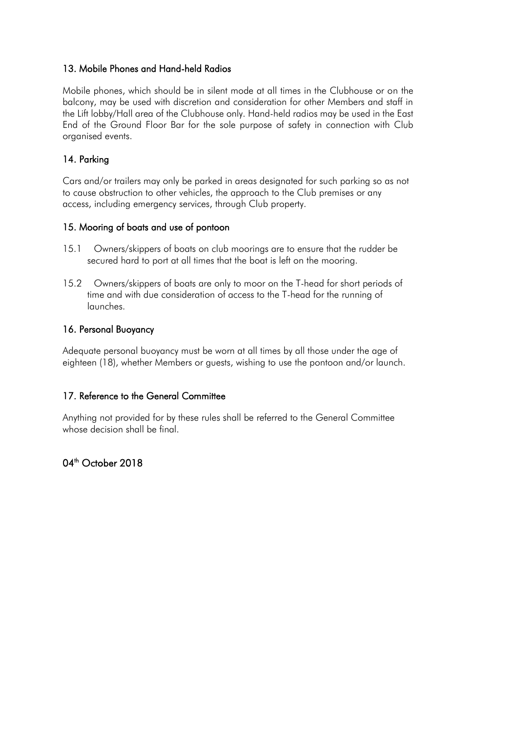### 13. Mobile Phones and Hand-held Radios

Mobile phones, which should be in silent mode at all times in the Clubhouse or on the balcony, may be used with discretion and consideration for other Members and staff in the Lift lobby/Hall area of the Clubhouse only. Hand-held radios may be used in the East End of the Ground Floor Bar for the sole purpose of safety in connection with Club organised events.

### 14. Parking

Cars and/or trailers may only be parked in areas designated for such parking so as not to cause obstruction to other vehicles, the approach to the Club premises or any access, including emergency services, through Club property.

### 15. Mooring of boats and use of pontoon

15.1 Owners/skippers of boats on club moorings are to ensure that the rudder be secured hard to port at all times that the boat is left on the mooring.

15.2 Owners/skippers of boats are only to moor on the T-head for short periods of time and with due consideration of access to the T-head for the running of launches.

### 16. Personal Buoyancy

Adequate personal buoyancy must be worn at all times by all those under the age of eighteen (18), whether Members or guests, wishing to use the pontoon and/or launch.

### 17. Reference to the General Committee

Anything not provided for by these rules shall be referred to the General Committee whose decision shall be final.

04th October 2018